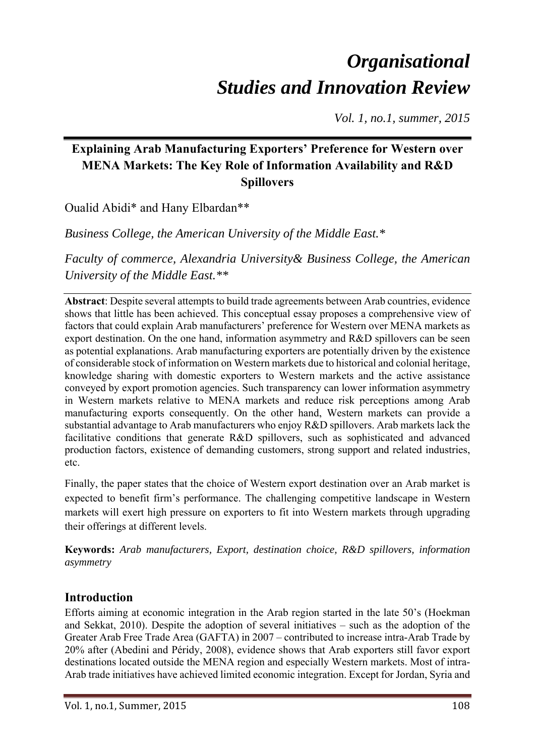# *Organisational Studies and Innovation Review*

*Vol. 1, no.1, summer, 2015*

## Explaining Arab Manufacturing Exporters' Preference for Western over MENA Markets: The Key Role of Information Availability and R&D Spillovers

Oualid Abidi* and Hany Elbardan**

*Business College, the American University of the Middle East.**

*Faculty of commerce, Alexandria University& Business College, the American University of the Middle East.***

**Abstract**: Despite several attempts to build trade agreements between Arab countries, evidence shows that little has been achieved. This conceptual essay proposes a comprehensive view of factors that could explain Arab manufacturers' preference for Western over MENA markets as export destination. On the one hand, information asymmetry and R&D spillovers can be seen as potential explanations. Arab manufacturing exporters are potentially driven by the existence of considerable stock of information on Western markets due to historical and colonial heritage, knowledge sharing with domestic exporters to Western markets and the active assistance conveyed by export promotion agencies. Such transparency can lower information asymmetry in Western markets relative to MENA markets and reduce risk perceptions among Arab manufacturing exports consequently. On the other hand, Western markets can provide a substantial advantage to Arab manufacturers who enjoy R&D spillovers. Arab markets lack the facilitative conditions that generate R&D spillovers, such as sophisticated and advanced production factors, existence of demanding customers, strong support and related industries, etc.

Finally, the paper states that the choice of Western export destination over an Arab market is expected to benefit firm's performance. The challenging competitive landscape in Western markets will exert high pressure on exporters to fit into Western markets through upgrading their offerings at different levels.

**Keywords:** *Arab manufacturers, Export, destination choice, R&D spillovers, information asymmetry*

## Introduction

Efforts aiming at economic integration in the Arab region started in the late 50's (Hoekman and Sekkat, 2010). Despite the adoption of several initiatives – such as the adoption of the Greater Arab Free Trade Area (GAFTA) in 2007 – contributed to increase intra-Arab Trade by 20% after (Abedini and Péridy, 2008), evidence shows that Arab exporters still favor export destinations located outside the MENA region and especially Western markets. Most of intra-Arab trade initiatives have achieved limited economic integration. Except for Jordan, Syria and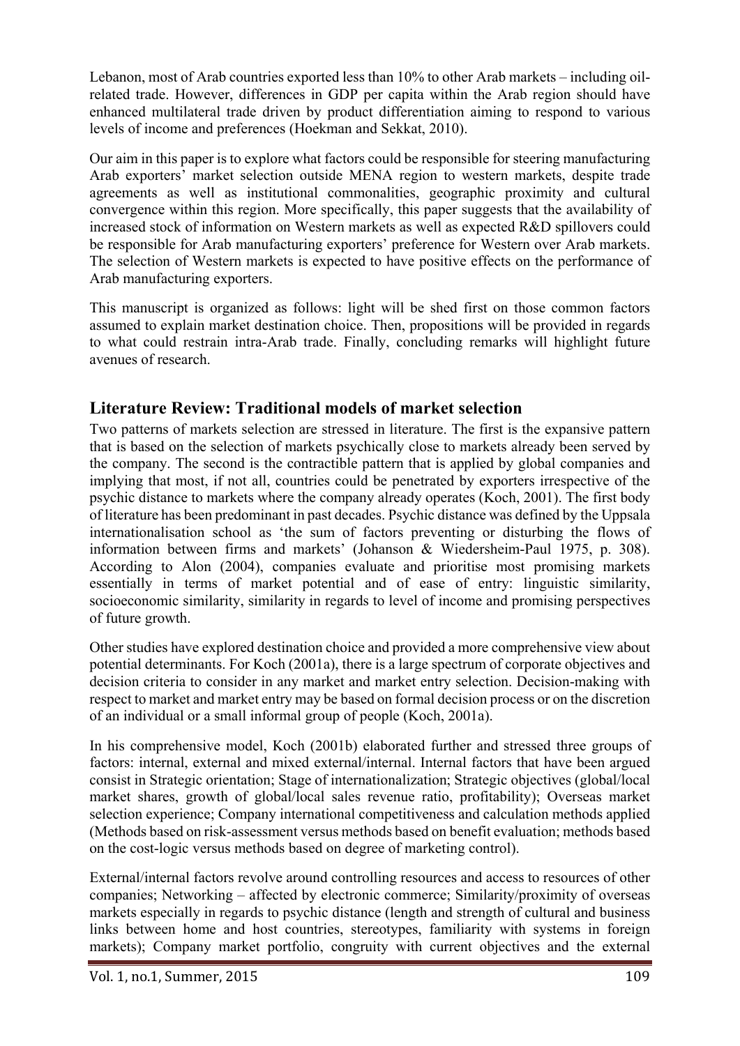Lebanon, most of Arab countries exported less than 10% to other Arab markets – including oil-related trade. However, differences in GDP per capita within the Arab region should have enhanced multilateral trade driven by product differentiation aiming to respond to various levels of income and preferences (Hoekman and Sekkat, 2010).

Our aim in this paper is to explore what factors could be responsible for steering manufacturing Arab exporters' market selection outside MENA region to western markets, despite trade agreements as well as institutional commonalities, geographic proximity and cultural convergence within this region. More specifically, this paper suggests that the availability of increased stock of information on Western markets as well as expected R&D spillovers could be responsible for Arab manufacturing exporters' preference for Western over Arab markets. The selection of Western markets is expected to have positive effects on the performance of Arab manufacturing exporters.

This manuscript is organized as follows: light will be shed first on those common factors assumed to explain market destination choice. Then, propositions will be provided in regards to what could restrain intra-Arab trade. Finally, concluding remarks will highlight future avenues of research.

## Literature Review: Traditional models of market selection

Two patterns of markets selection are stressed in literature. The first is the expansive pattern that is based on the selection of markets psychically close to markets already been served by the company. The second is the contractible pattern that is applied by global companies and implying that most, if not all, countries could be penetrated by exporters irrespective of the psychic distance to markets where the company already operates (Koch, 2001). The first body of literature has been predominant in past decades. Psychic distance was defined by the Uppsala internationalisation school as 'the sum of factors preventing or disturbing the flows of information between firms and markets' (Johanson & Wiedersheim-Paul 1975, p. 308). According to Alon (2004), companies evaluate and prioritise most promising markets essentially in terms of market potential and of ease of entry: linguistic similarity, socioeconomic similarity, similarity in regards to level of income and promising perspectives of future growth.

Other studies have explored destination choice and provided a more comprehensive view about potential determinants. For Koch (2001a), there is a large spectrum of corporate objectives and decision criteria to consider in any market and market entry selection. Decision-making with respect to market and market entry may be based on formal decision process or on the discretion of an individual or a small informal group of people (Koch, 2001a).

In his comprehensive model, Koch (2001b) elaborated further and stressed three groups of factors: internal, external and mixed external/internal. Internal factors that have been argued consist in Strategic orientation; Stage of internationalization; Strategic objectives (global/local market shares, growth of global/local sales revenue ratio, profitability); Overseas market selection experience; Company international competitiveness and calculation methods applied (Methods based on risk-assessment versus methods based on benefit evaluation; methods based on the cost-logic versus methods based on degree of marketing control).

External/internal factors revolve around controlling resources and access to resources of other companies; Networking – affected by electronic commerce; Similarity/proximity of overseas markets especially in regards to psychic distance (length and strength of cultural and business links between home and host countries, stereotypes, familiarity with systems in foreign markets); Company market portfolio, congruity with current objectives and the external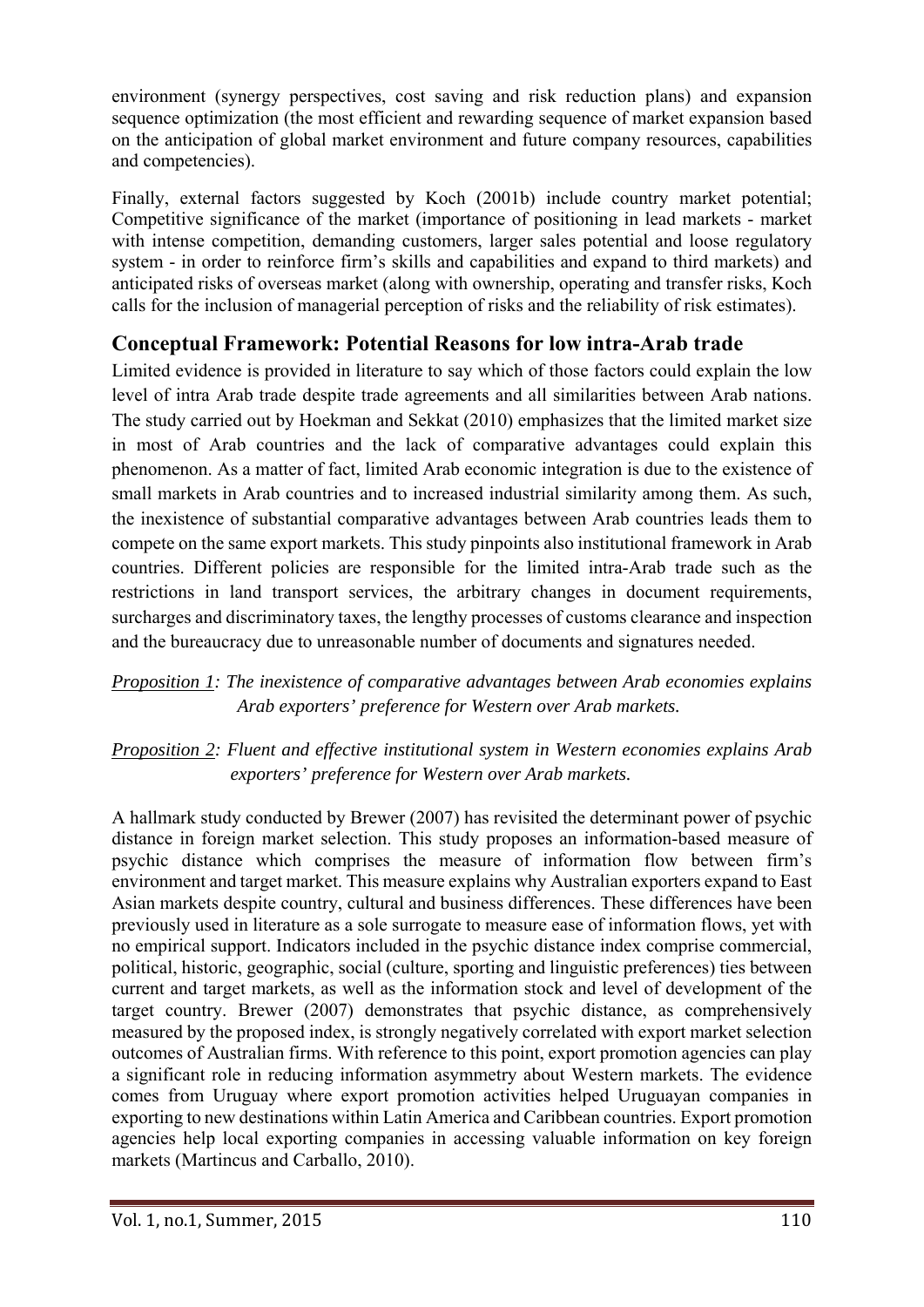environment (synergy perspectives, cost saving and risk reduction plans) and expansion sequence optimization (the most efficient and rewarding sequence of market expansion based on the anticipation of global market environment and future company resources, capabilities and competencies).

Finally, external factors suggested by Koch (2001b) include country market potential; Competitive significance of the market (importance of positioning in lead markets - market with intense competition, demanding customers, larger sales potential and loose regulatory system - in order to reinforce firm's skills and capabilities and expand to third markets) and anticipated risks of overseas market (along with ownership, operating and transfer risks, Koch calls for the inclusion of managerial perception of risks and the reliability of risk estimates).

## Conceptual Framework: Potential Reasons for low intra-Arab trade

Limited evidence is provided in literature to say which of those factors could explain the low level of intra Arab trade despite trade agreements and all similarities between Arab nations. The study carried out by Hoekman and Sekkat (2010) emphasizes that the limited market size in most of Arab countries and the lack of comparative advantages could explain this phenomenon. As a matter of fact, limited Arab economic integration is due to the existence of small markets in Arab countries and to increased industrial similarity among them. As such, the inexistence of substantial comparative advantages between Arab countries leads them to compete on the same export markets. This study pinpoints also institutional framework in Arab countries. Different policies are responsible for the limited intra-Arab trade such as the restrictions in land transport services, the arbitrary changes in document requirements, surcharges and discriminatory taxes, the lengthy processes of customs clearance and inspection and the bureaucracy due to unreasonable number of documents and signatures needed.

*Proposition 1: The inexistence of comparative advantages between Arab economies explains Arab exporters' preference for Western over Arab markets.*

*Proposition 2: Fluent and effective institutional system in Western economies explains Arab exporters' preference for Western over Arab markets.*

A hallmark study conducted by Brewer (2007) has revisited the determinant power of psychic distance in foreign market selection. This study proposes an information-based measure of psychic distance which comprises the measure of information flow between firm's environment and target market. This measure explains why Australian exporters expand to East Asian markets despite country, cultural and business differences. These differences have been previously used in literature as a sole surrogate to measure ease of information flows, yet with no empirical support. Indicators included in the psychic distance index comprise commercial, political, historic, geographic, social (culture, sporting and linguistic preferences) ties between current and target markets, as well as the information stock and level of development of the target country. Brewer (2007) demonstrates that psychic distance, as comprehensively measured by the proposed index, is strongly negatively correlated with export market selection outcomes of Australian firms. With reference to this point, export promotion agencies can play a significant role in reducing information asymmetry about Western markets. The evidence comes from Uruguay where export promotion activities helped Uruguayan companies in exporting to new destinations within Latin America and Caribbean countries. Export promotion agencies help local exporting companies in accessing valuable information on key foreign markets (Martincus and Carballo, 2010).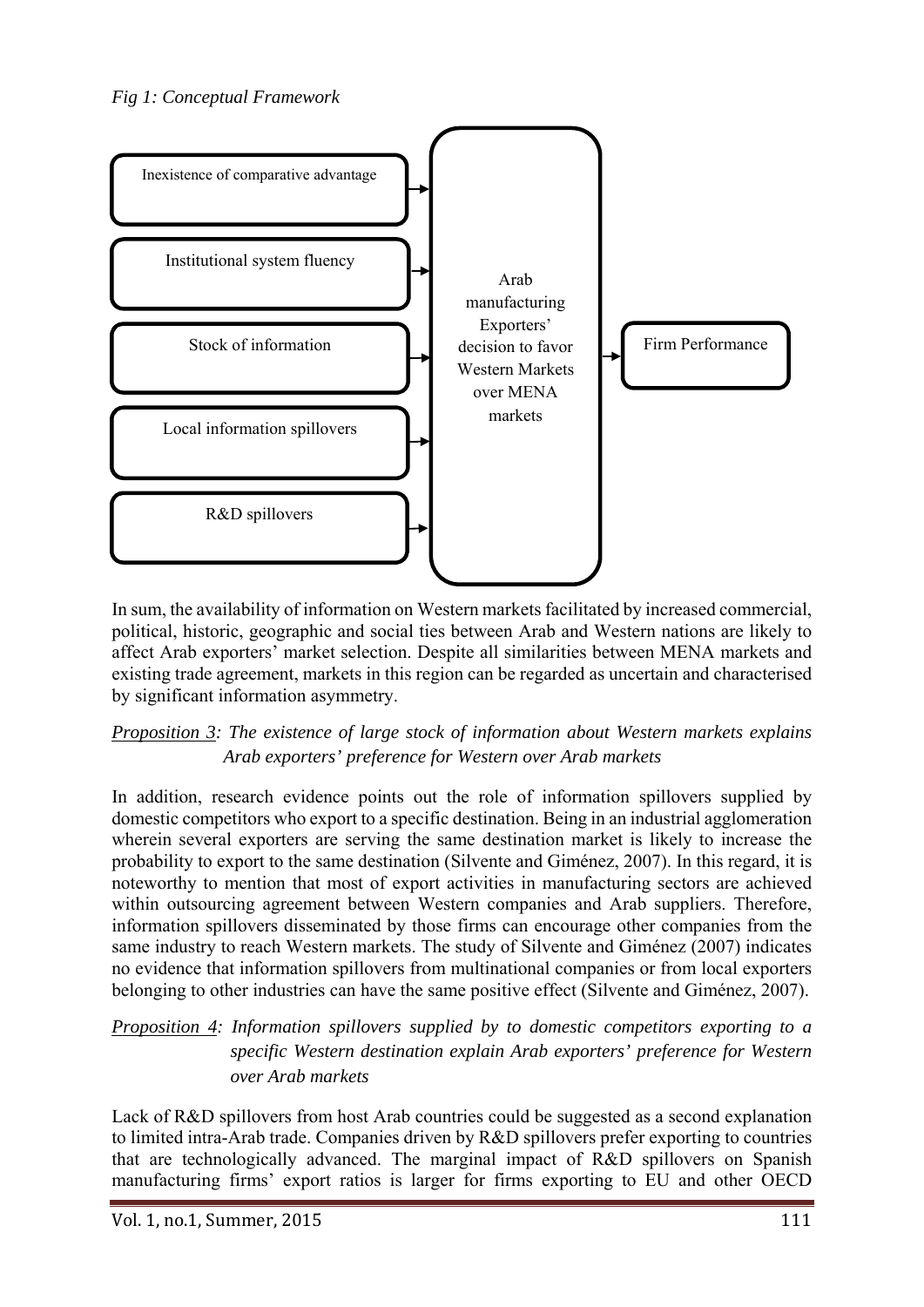*Fig 1: Conceptual Framework*

In sum, the availability of information on Western markets facilitated by increased commercial, political, historic, geographic and social ties between Arab and Western nations are likely to affect Arab exporters' market selection. Despite all similarities between MENA markets and existing trade agreement, markets in this region can be regarded as uncertain and characterised by significant information asymmetry.

*Proposition 3: The existence of large stock of information about Western markets explains Arab exporters' preference for Western over Arab markets*

In addition, research evidence points out the role of information spillovers supplied by domestic competitors who export to a specific destination. Being in an industrial agglomeration wherein several exporters are serving the same destination market is likely to increase the probability to export to the same destination (Silvente and Giménez, 2007). In this regard, it is noteworthy to mention that most of export activities in manufacturing sectors are achieved within outsourcing agreement between Western companies and Arab suppliers. Therefore, information spillovers disseminated by those firms can encourage other companies from the same industry to reach Western markets. The study of Silvente and Giménez (2007) indicates no evidence that information spillovers from multinational companies or from local exporters belonging to other industries can have the same positive effect (Silvente and Giménez, 2007).

*Proposition 4: Information spillovers supplied by to domestic competitors exporting to a specific Western destination explain Arab exporters' preference for Western over Arab markets*

Lack of R&D spillovers from host Arab countries could be suggested as a second explanation to limited intra-Arab trade. Companies driven by R&D spillovers prefer exporting to countries that are technologically advanced. The marginal impact of R&D spillovers on Spanish manufacturing firms' export ratios is larger for firms exporting to EU and other OECD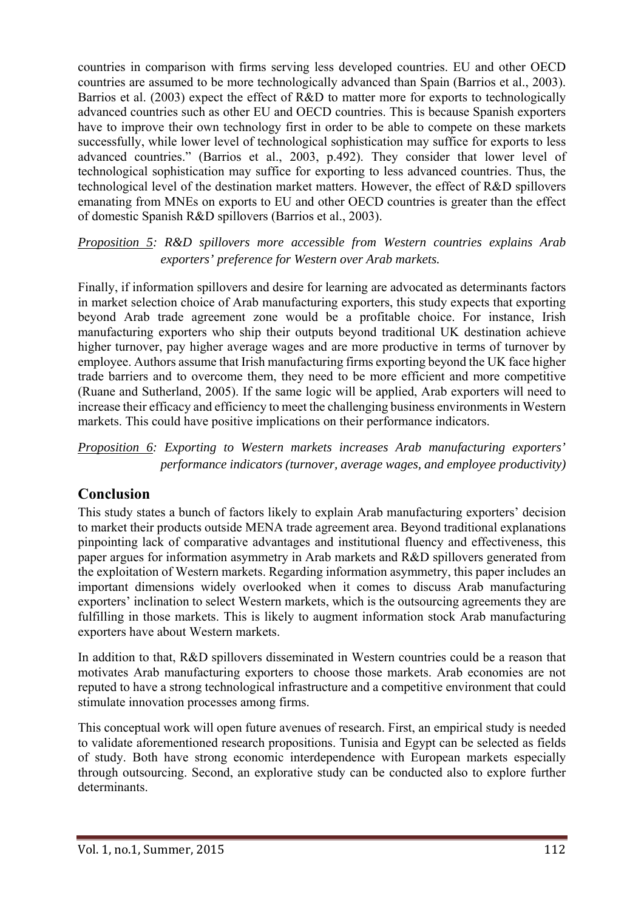countries in comparison with firms serving less developed countries. EU and other OECD countries are assumed to be more technologically advanced than Spain (Barrios et al., 2003). Barrios et al. (2003) expect the effect of R&D to matter more for exports to technologically advanced countries such as other EU and OECD countries. This is because Spanish exporters have to improve their own technology first in order to be able to compete on these markets successfully, while lower level of technological sophistication may suffice for exports to less advanced countries." (Barrios et al., 2003, p.492). They consider that lower level of technological sophistication may suffice for exporting to less advanced countries. Thus, the technological level of the destination market matters. However, the effect of R&D spillovers emanating from MNEs on exports to EU and other OECD countries is greater than the effect of domestic Spanish R&D spillovers (Barrios et al., 2003).

*Proposition 5: R&D spillovers more accessible from Western countries explains Arab exporters' preference for Western over Arab markets.*

Finally, if information spillovers and desire for learning are advocated as determinants factors in market selection choice of Arab manufacturing exporters, this study expects that exporting beyond Arab trade agreement zone would be a profitable choice. For instance, Irish manufacturing exporters who ship their outputs beyond traditional UK destination achieve higher turnover, pay higher average wages and are more productive in terms of turnover by employee. Authors assume that Irish manufacturing firms exporting beyond the UK face higher trade barriers and to overcome them, they need to be more efficient and more competitive (Ruane and Sutherland, 2005). If the same logic will be applied, Arab exporters will need to increase their efficacy and efficiency to meet the challenging business environments in Western markets. This could have positive implications on their performance indicators.

*Proposition 6: Exporting to Western markets increases Arab manufacturing exporters' performance indicators (turnover, average wages, and employee productivity)*

## Conclusion

This study states a bunch of factors likely to explain Arab manufacturing exporters' decision to market their products outside MENA trade agreement area. Beyond traditional explanations pinpointing lack of comparative advantages and institutional fluency and effectiveness, this paper argues for information asymmetry in Arab markets and R&D spillovers generated from the exploitation of Western markets. Regarding information asymmetry, this paper includes an important dimensions widely overlooked when it comes to discuss Arab manufacturing exporters' inclination to select Western markets, which is the outsourcing agreements they are fulfilling in those markets. This is likely to augment information stock Arab manufacturing exporters have about Western markets.

In addition to that, R&D spillovers disseminated in Western countries could be a reason that motivates Arab manufacturing exporters to choose those markets. Arab economies are not reputed to have a strong technological infrastructure and a competitive environment that could stimulate innovation processes among firms.

This conceptual work will open future avenues of research. First, an empirical study is needed to validate aforementioned research propositions. Tunisia and Egypt can be selected as fields of study. Both have strong economic interdependence with European markets especially through outsourcing. Second, an explorative study can be conducted also to explore further determinants.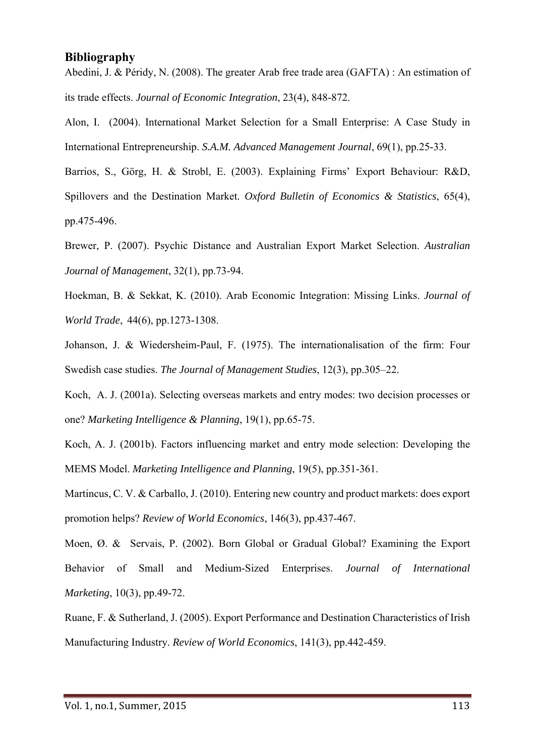## Bibliography

Abedini, J. & Péridy, N. (2008). The greater Arab free trade area (GAFTA) : An estimation of its trade effects. *Journal of Economic Integration*, 23(4), 848-872.

Alon, I. (2004). International Market Selection for a Small Enterprise: A Case Study in International Entrepreneurship. *S.A.M. Advanced Management Journal*, 69(1), pp.25-33.

Barrios, S., Görg, H. & Strobl, E. (2003). Explaining Firms' Export Behaviour: R&D, Spillovers and the Destination Market. *Oxford Bulletin of Economics & Statistics*, 65(4), pp.475-496.

Brewer, P. (2007). Psychic Distance and Australian Export Market Selection. *Australian Journal of Management*, 32(1), pp.73-94.

Hoekman, B. & Sekkat, K. (2010). Arab Economic Integration: Missing Links. *Journal of World Trade*, 44(6), pp.1273-1308.

Johanson, J. & Wiedersheim-Paul, F. (1975). The internationalisation of the firm: Four Swedish case studies. *The Journal of Management Studies*, 12(3), pp.305–22.

Koch, A. J. (2001a). Selecting overseas markets and entry modes: two decision processes or one? *Marketing Intelligence & Planning*, 19(1), pp.65-75.

Koch, A. J. (2001b). Factors influencing market and entry mode selection: Developing the MEMS Model. *Marketing Intelligence and Planning*, 19(5), pp.351-361.

Martincus, C. V. & Carballo, J. (2010). Entering new country and product markets: does export promotion helps? *Review of World Economics*, 146(3), pp.437-467.

Moen, Ø. & Servais, P. (2002). Born Global or Gradual Global? Examining the Export Behavior of Small and Medium-Sized Enterprises. *Journal of International Marketing*, 10(3), pp.49-72.

Ruane, F. & Sutherland, J. (2005). Export Performance and Destination Characteristics of Irish Manufacturing Industry. *Review of World Economics*, 141(3), pp.442-459.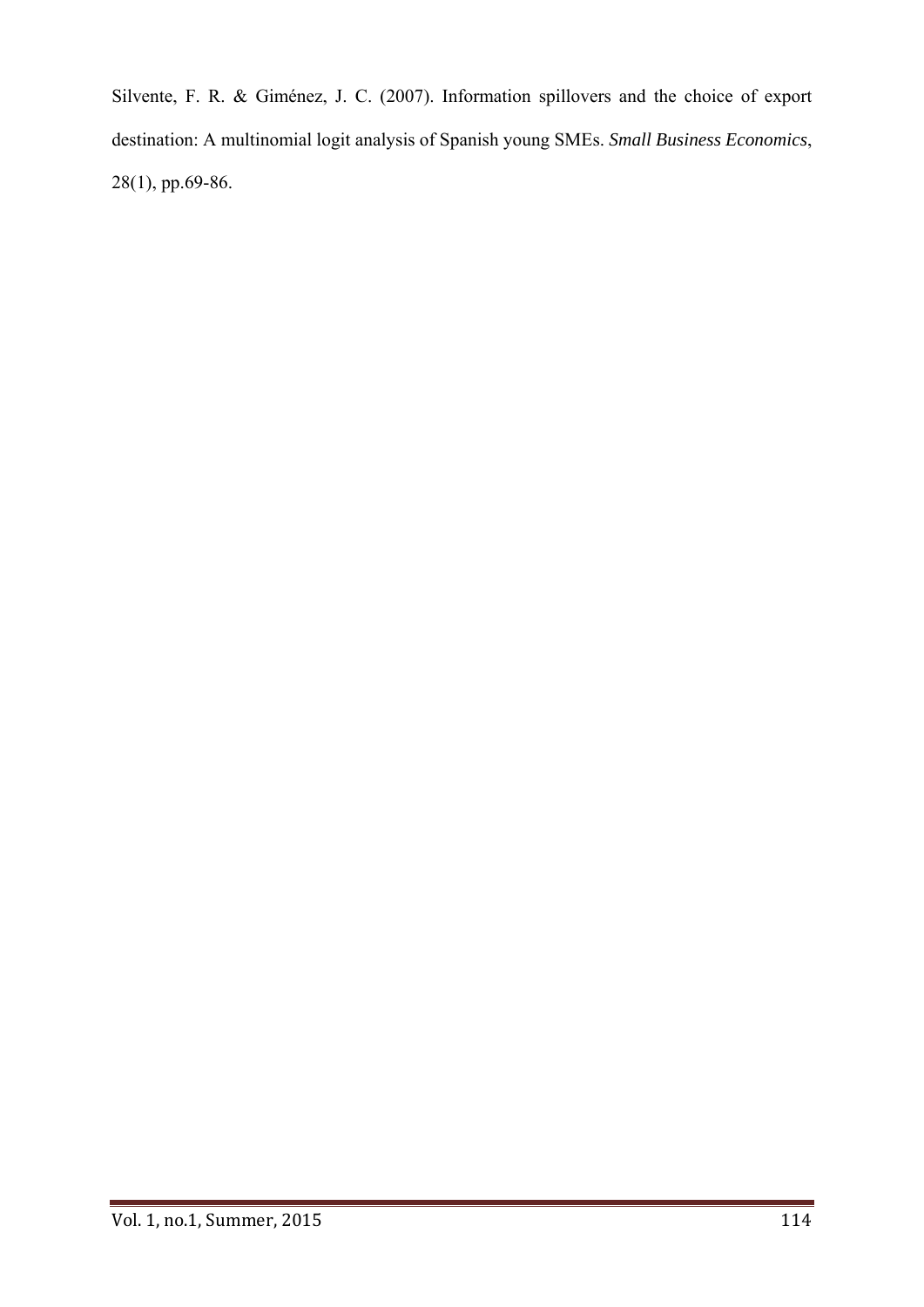Silvente, F. R. & Giménez, J. C. (2007). Information spillovers and the choice of export destination: A multinomial logit analysis of Spanish young SMEs. *Small Business Economics*, 28(1), pp.69-86.